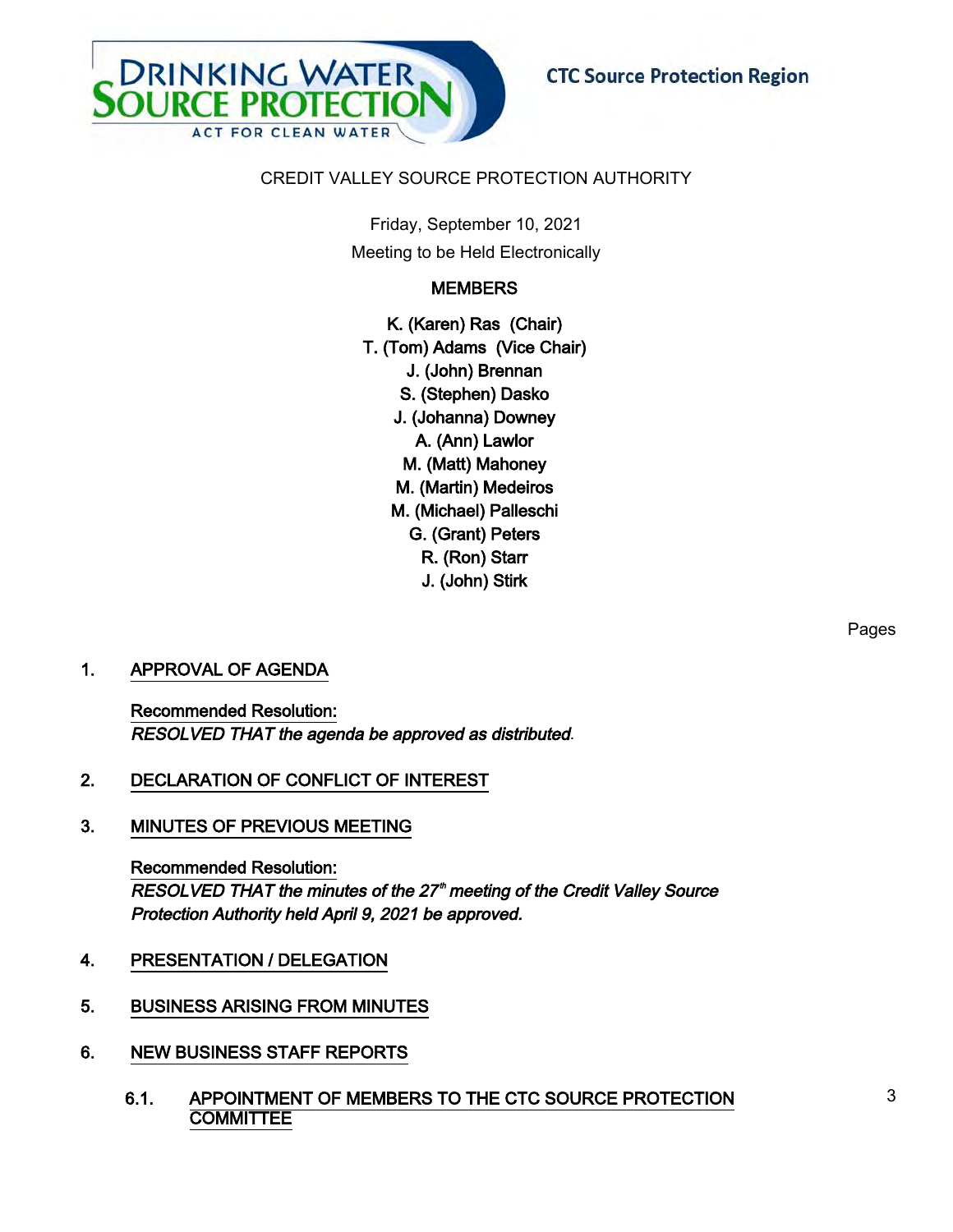DRINKING WATER SOURCE PROTECTION
ACT FOR CLEAN WATER

CTC Source Protection Region

# CREDIT VALLEY SOURCE PROTECTION AUTHORITY

Friday, September 10, 2021

Meeting to be Held Electronically

**MEMBERS**

K. (Karen) Ras (Chair)
T. (Tom) Adams (Vice Chair)
J. (John) Brennan
S. (Stephen) Dasko
J. (Johanna) Downey
A. (Ann) Lawlor
M. (Matt) Mahoney
M. (Martin) Medeiros
M. (Michael) Palleschi
G. (Grant) Peters
R. (Ron) Starr
J. (John) Stirk

Pages

1. **APPROVAL OF AGENDA**

   **Recommended Resolution:**
   ***RESOLVED THAT the agenda be approved as distributed.***

2. **DECLARATION OF CONFLICT OF INTEREST**

3. **MINUTES OF PREVIOUS MEETING**

   **Recommended Resolution:**
   ***RESOLVED THAT the minutes of the 27th meeting of the Credit Valley Source Protection Authority held April 9, 2021 be approved.***

4. **PRESENTATION / DELEGATION**

5. **BUSINESS ARISING FROM MINUTES**

6. **NEW BUSINESS STAFF REPORTS**

   6.1. **APPOINTMENT OF MEMBERS TO THE CTC SOURCE PROTECTION COMMITTEE** — 3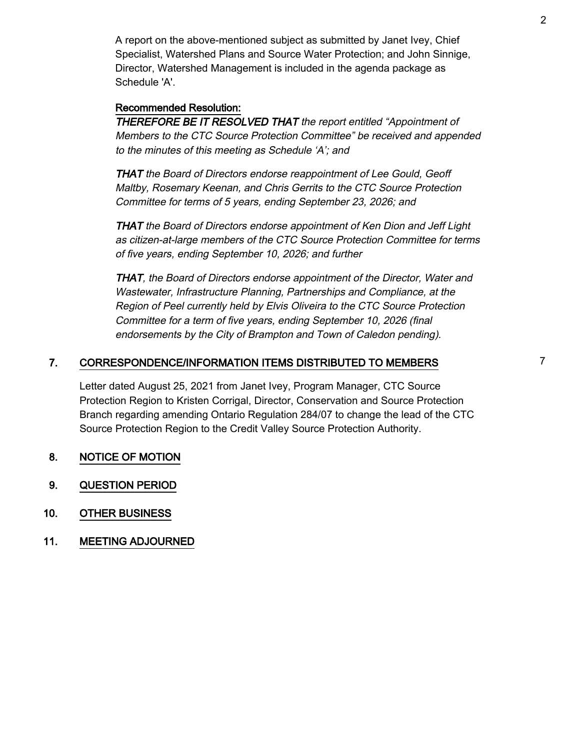A report on the above-mentioned subject as submitted by Janet Ivey, Chief Specialist, Watershed Plans and Source Water Protection; and John Sinnige, Director, Watershed Management is included in the agenda package as Schedule 'A'.

**Recommended Resolution:**

***THEREFORE BE IT RESOLVED THAT*** *the report entitled "Appointment of Members to the CTC Source Protection Committee" be received and appended to the minutes of this meeting as Schedule 'A'; and*

***THAT*** *the Board of Directors endorse reappointment of Lee Gould, Geoff Maltby, Rosemary Keenan, and Chris Gerrits to the CTC Source Protection Committee for terms of 5 years, ending September 23, 2026; and*

***THAT*** *the Board of Directors endorse appointment of Ken Dion and Jeff Light as citizen-at-large members of the CTC Source Protection Committee for terms of five years, ending September 10, 2026; and further*

***THAT****, the Board of Directors endorse appointment of the Director, Water and Wastewater, Infrastructure Planning, Partnerships and Compliance, at the Region of Peel currently held by Elvis Oliveira to the CTC Source Protection Committee for a term of five years, ending September 10, 2026 (final endorsements by the City of Brampton and Town of Caledon pending).*

## 7. CORRESPONDENCE/INFORMATION ITEMS DISTRIBUTED TO MEMBERS — 7

Letter dated August 25, 2021 from Janet Ivey, Program Manager, CTC Source Protection Region to Kristen Corrigal, Director, Conservation and Source Protection Branch regarding amending Ontario Regulation 284/07 to change the lead of the CTC Source Protection Region to the Credit Valley Source Protection Authority.

## 8. NOTICE OF MOTION

## 9. QUESTION PERIOD

## 10. OTHER BUSINESS

## 11. MEETING ADJOURNED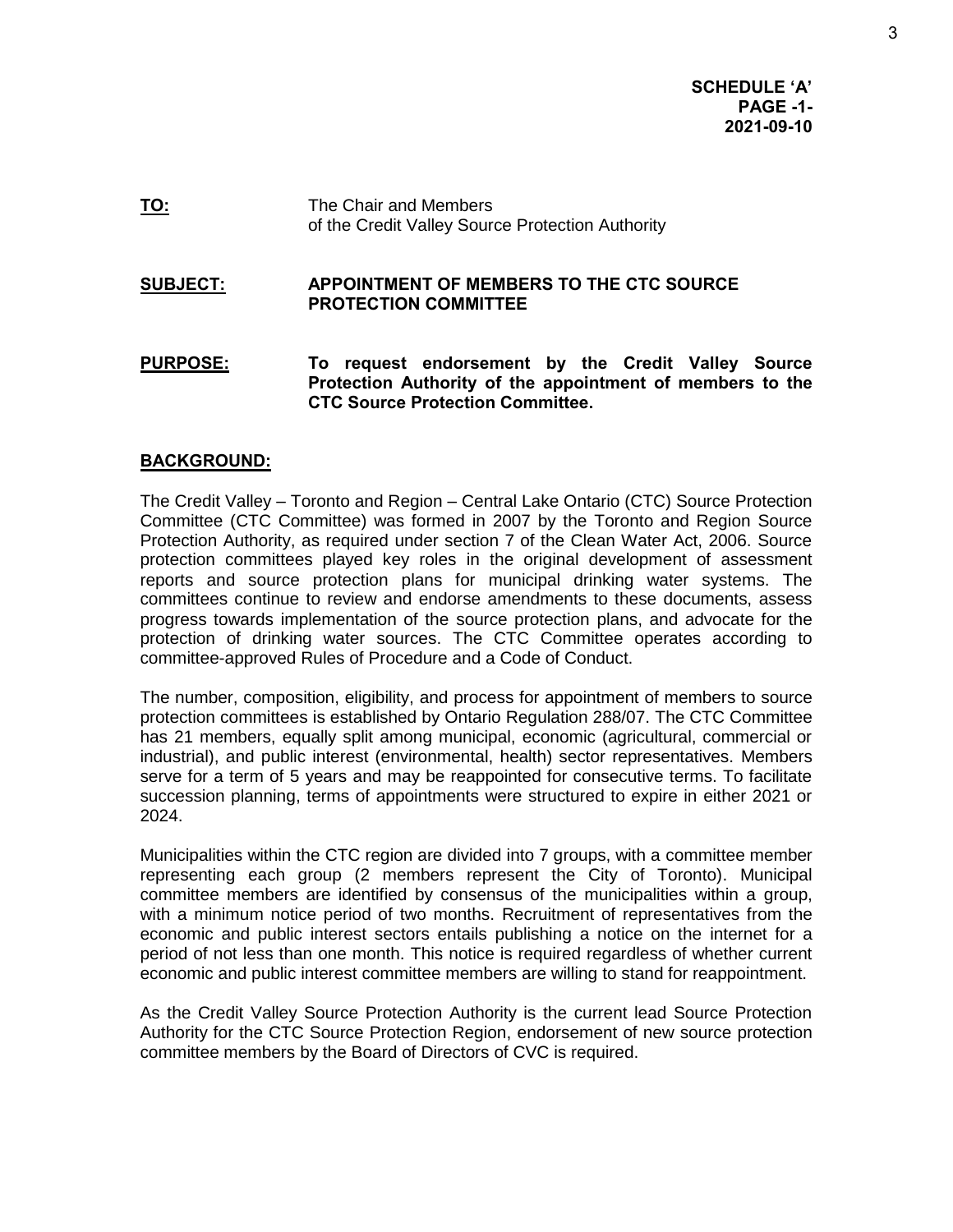**SCHEDULE 'A'**
**PAGE -1-**
**2021-09-10**

**TO:** The Chair and Members of the Credit Valley Source Protection Authority

**SUBJECT:** **APPOINTMENT OF MEMBERS TO THE CTC SOURCE PROTECTION COMMITTEE**

**PURPOSE:** **To request endorsement by the Credit Valley Source Protection Authority of the appointment of members to the CTC Source Protection Committee.**

**BACKGROUND:**

The Credit Valley – Toronto and Region – Central Lake Ontario (CTC) Source Protection Committee (CTC Committee) was formed in 2007 by the Toronto and Region Source Protection Authority, as required under section 7 of the Clean Water Act, 2006. Source protection committees played key roles in the original development of assessment reports and source protection plans for municipal drinking water systems. The committees continue to review and endorse amendments to these documents, assess progress towards implementation of the source protection plans, and advocate for the protection of drinking water sources. The CTC Committee operates according to committee-approved Rules of Procedure and a Code of Conduct.

The number, composition, eligibility, and process for appointment of members to source protection committees is established by Ontario Regulation 288/07. The CTC Committee has 21 members, equally split among municipal, economic (agricultural, commercial or industrial), and public interest (environmental, health) sector representatives. Members serve for a term of 5 years and may be reappointed for consecutive terms. To facilitate succession planning, terms of appointments were structured to expire in either 2021 or 2024.

Municipalities within the CTC region are divided into 7 groups, with a committee member representing each group (2 members represent the City of Toronto). Municipal committee members are identified by consensus of the municipalities within a group, with a minimum notice period of two months. Recruitment of representatives from the economic and public interest sectors entails publishing a notice on the internet for a period of not less than one month. This notice is required regardless of whether current economic and public interest committee members are willing to stand for reappointment.

As the Credit Valley Source Protection Authority is the current lead Source Protection Authority for the CTC Source Protection Region, endorsement of new source protection committee members by the Board of Directors of CVC is required.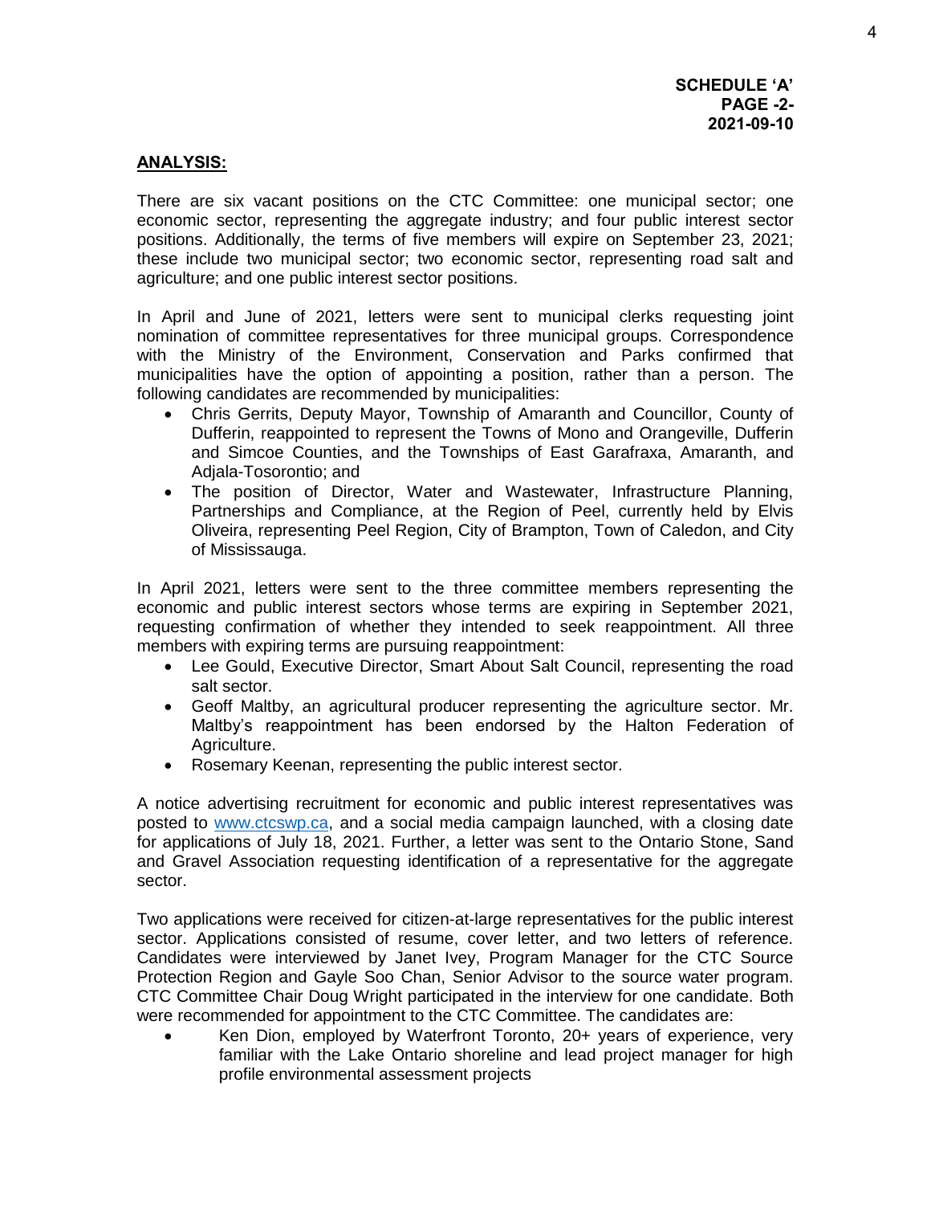**SCHEDULE 'A'**
**PAGE -2-**
**2021-09-10**

## ANALYSIS:

There are six vacant positions on the CTC Committee: one municipal sector; one economic sector, representing the aggregate industry; and four public interest sector positions. Additionally, the terms of five members will expire on September 23, 2021; these include two municipal sector; two economic sector, representing road salt and agriculture; and one public interest sector positions.

In April and June of 2021, letters were sent to municipal clerks requesting joint nomination of committee representatives for three municipal groups. Correspondence with the Ministry of the Environment, Conservation and Parks confirmed that municipalities have the option of appointing a position, rather than a person. The following candidates are recommended by municipalities:

- Chris Gerrits, Deputy Mayor, Township of Amaranth and Councillor, County of Dufferin, reappointed to represent the Towns of Mono and Orangeville, Dufferin and Simcoe Counties, and the Townships of East Garafraxa, Amaranth, and Adjala-Tosorontio; and
- The position of Director, Water and Wastewater, Infrastructure Planning, Partnerships and Compliance, at the Region of Peel, currently held by Elvis Oliveira, representing Peel Region, City of Brampton, Town of Caledon, and City of Mississauga.

In April 2021, letters were sent to the three committee members representing the economic and public interest sectors whose terms are expiring in September 2021, requesting confirmation of whether they intended to seek reappointment. All three members with expiring terms are pursuing reappointment:

- Lee Gould, Executive Director, Smart About Salt Council, representing the road salt sector.
- Geoff Maltby, an agricultural producer representing the agriculture sector. Mr. Maltby's reappointment has been endorsed by the Halton Federation of Agriculture.
- Rosemary Keenan, representing the public interest sector.

A notice advertising recruitment for economic and public interest representatives was posted to www.ctcswp.ca, and a social media campaign launched, with a closing date for applications of July 18, 2021. Further, a letter was sent to the Ontario Stone, Sand and Gravel Association requesting identification of a representative for the aggregate sector.

Two applications were received for citizen-at-large representatives for the public interest sector. Applications consisted of resume, cover letter, and two letters of reference. Candidates were interviewed by Janet Ivey, Program Manager for the CTC Source Protection Region and Gayle Soo Chan, Senior Advisor to the source water program. CTC Committee Chair Doug Wright participated in the interview for one candidate. Both were recommended for appointment to the CTC Committee. The candidates are:

- Ken Dion, employed by Waterfront Toronto, 20+ years of experience, very familiar with the Lake Ontario shoreline and lead project manager for high profile environmental assessment projects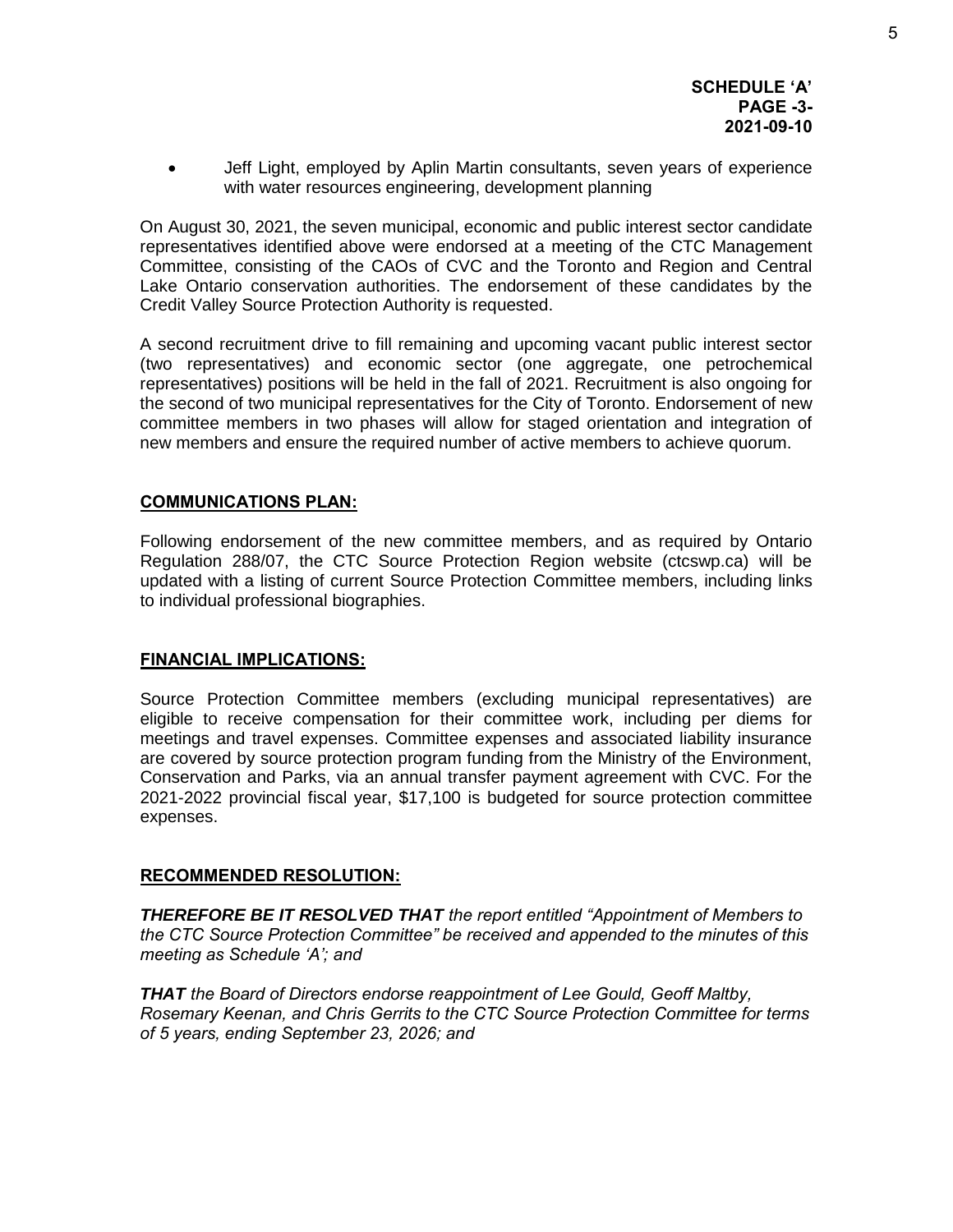**SCHEDULE 'A'**
**PAGE -3-**
**2021-09-10**

- Jeff Light, employed by Aplin Martin consultants, seven years of experience with water resources engineering, development planning

On August 30, 2021, the seven municipal, economic and public interest sector candidate representatives identified above were endorsed at a meeting of the CTC Management Committee, consisting of the CAOs of CVC and the Toronto and Region and Central Lake Ontario conservation authorities. The endorsement of these candidates by the Credit Valley Source Protection Authority is requested.

A second recruitment drive to fill remaining and upcoming vacant public interest sector (two representatives) and economic sector (one aggregate, one petrochemical representatives) positions will be held in the fall of 2021. Recruitment is also ongoing for the second of two municipal representatives for the City of Toronto. Endorsement of new committee members in two phases will allow for staged orientation and integration of new members and ensure the required number of active members to achieve quorum.

## COMMUNICATIONS PLAN:

Following endorsement of the new committee members, and as required by Ontario Regulation 288/07, the CTC Source Protection Region website (ctcswp.ca) will be updated with a listing of current Source Protection Committee members, including links to individual professional biographies.

## FINANCIAL IMPLICATIONS:

Source Protection Committee members (excluding municipal representatives) are eligible to receive compensation for their committee work, including per diems for meetings and travel expenses. Committee expenses and associated liability insurance are covered by source protection program funding from the Ministry of the Environment, Conservation and Parks, via an annual transfer payment agreement with CVC. For the 2021-2022 provincial fiscal year, $17,100 is budgeted for source protection committee expenses.

## RECOMMENDED RESOLUTION:

***THEREFORE BE IT RESOLVED THAT*** *the report entitled "Appointment of Members to the CTC Source Protection Committee" be received and appended to the minutes of this meeting as Schedule 'A'; and*

***THAT*** *the Board of Directors endorse reappointment of Lee Gould, Geoff Maltby, Rosemary Keenan, and Chris Gerrits to the CTC Source Protection Committee for terms of 5 years, ending September 23, 2026; and*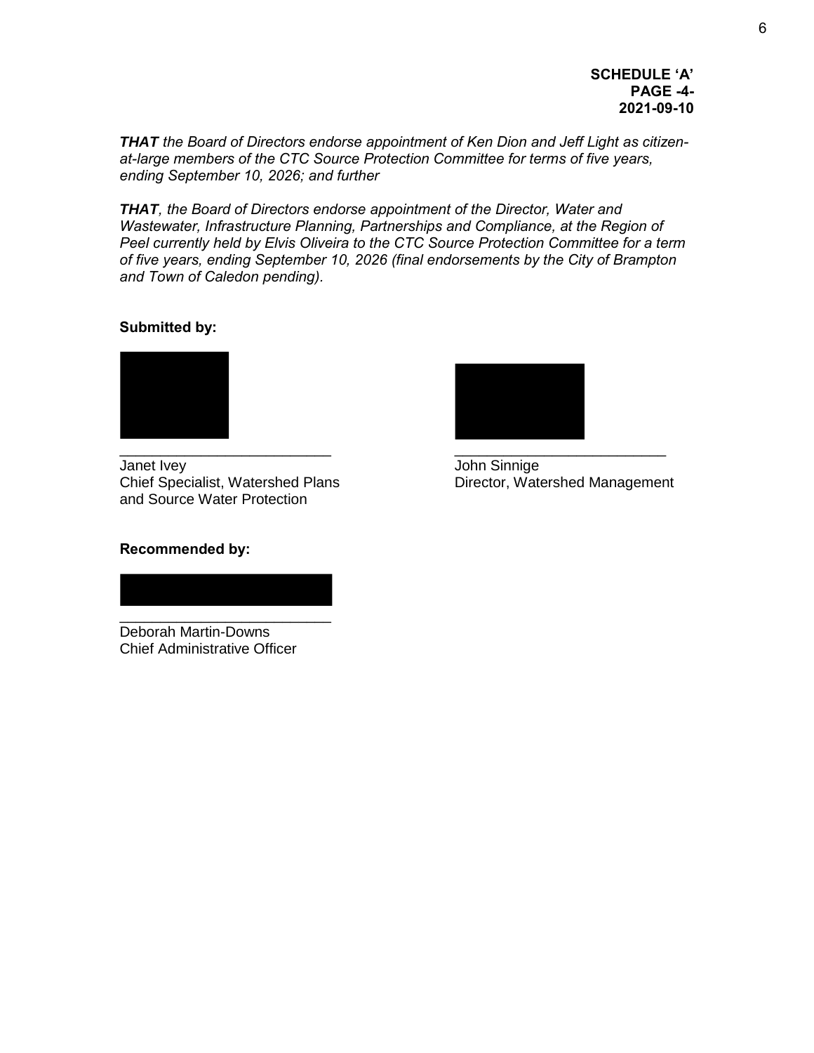**SCHEDULE 'A'**
**PAGE -4-**
**2021-09-10**

***THAT*** *the Board of Directors endorse appointment of Ken Dion and Jeff Light as citizen-at-large members of the CTC Source Protection Committee for terms of five years, ending September 10, 2026; and further*

***THAT****, the Board of Directors endorse appointment of the Director, Water and Wastewater, Infrastructure Planning, Partnerships and Compliance, at the Region of Peel currently held by Elvis Oliveira to the CTC Source Protection Committee for a term of five years, ending September 10, 2026 (final endorsements by the City of Brampton and Town of Caledon pending).*

**Submitted by:**

\_\_\_\_\_\_\_\_\_\_\_\_\_\_\_\_\_\_\_\_\_\_\_\_\_\_
Janet Ivey
Chief Specialist, Watershed Plans and Source Water Protection

\_\_\_\_\_\_\_\_\_\_\_\_\_\_\_\_\_\_\_\_\_\_\_\_\_\_
John Sinnige
Director, Watershed Management

**Recommended by:**

\_\_\_\_\_\_\_\_\_\_\_\_\_\_\_\_\_\_\_\_\_\_\_\_\_\_
Deborah Martin-Downs
Chief Administrative Officer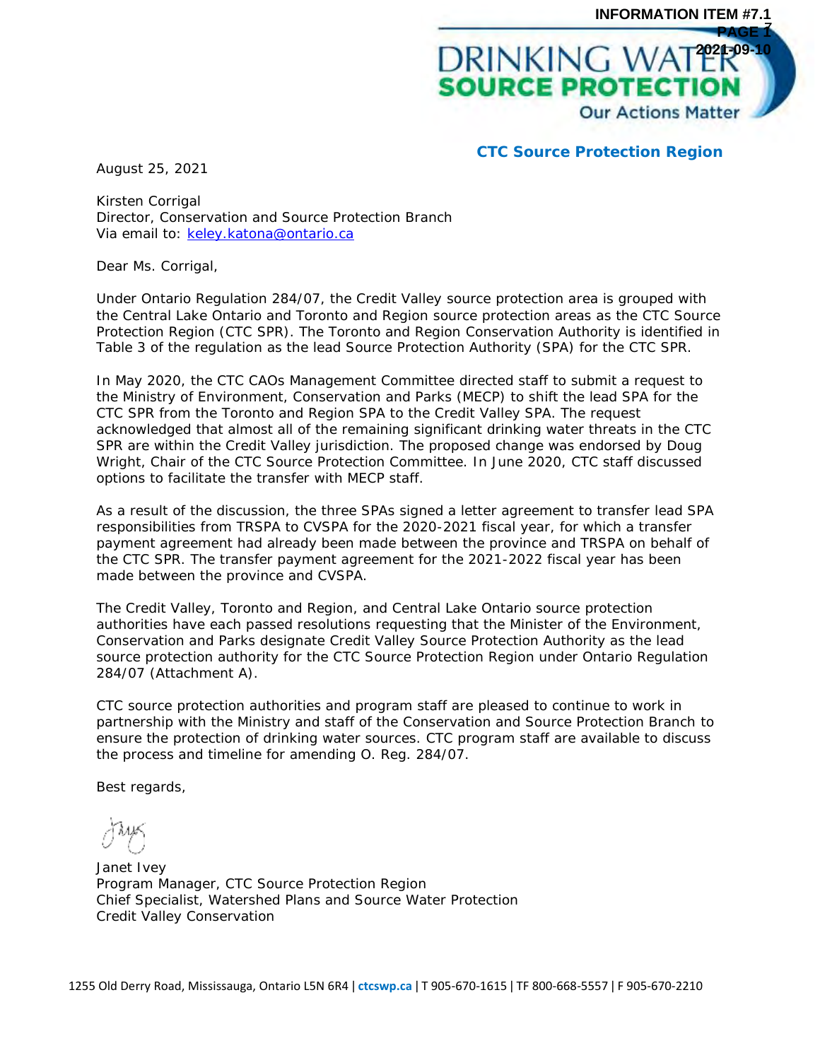**CTC Source Protection Region**

August 25, 2021

Kirsten Corrigal
Director, Conservation and Source Protection Branch
Via email to: keley.katona@ontario.ca

Dear Ms. Corrigal,

Under Ontario Regulation 284/07, the Credit Valley source protection area is grouped with the Central Lake Ontario and Toronto and Region source protection areas as the CTC Source Protection Region (CTC SPR). The Toronto and Region Conservation Authority is identified in Table 3 of the regulation as the lead Source Protection Authority (SPA) for the CTC SPR.

In May 2020, the CTC CAOs Management Committee directed staff to submit a request to the Ministry of Environment, Conservation and Parks (MECP) to shift the lead SPA for the CTC SPR from the Toronto and Region SPA to the Credit Valley SPA. The request acknowledged that almost all of the remaining significant drinking water threats in the CTC SPR are within the Credit Valley jurisdiction. The proposed change was endorsed by Doug Wright, Chair of the CTC Source Protection Committee. In June 2020, CTC staff discussed options to facilitate the transfer with MECP staff.

As a result of the discussion, the three SPAs signed a letter agreement to transfer lead SPA responsibilities from TRSPA to CVSPA for the 2020-2021 fiscal year, for which a transfer payment agreement had already been made between the province and TRSPA on behalf of the CTC SPR. The transfer payment agreement for the 2021-2022 fiscal year has been made between the province and CVSPA.

The Credit Valley, Toronto and Region, and Central Lake Ontario source protection authorities have each passed resolutions requesting that the Minister of the Environment, Conservation and Parks designate Credit Valley Source Protection Authority as the lead source protection authority for the CTC Source Protection Region under Ontario Regulation 284/07 (Attachment A).

CTC source protection authorities and program staff are pleased to continue to work in partnership with the Ministry and staff of the Conservation and Source Protection Branch to ensure the protection of drinking water sources. CTC program staff are available to discuss the process and timeline for amending O. Reg. 284/07.

Best regards,

Janet Ivey
Program Manager, CTC Source Protection Region
Chief Specialist, Watershed Plans and Source Water Protection
Credit Valley Conservation

1255 Old Derry Road, Mississauga, Ontario L5N 6R4 | ctcswp.ca | T 905-670-1615 | TF 800-668-5557 | F 905-670-2210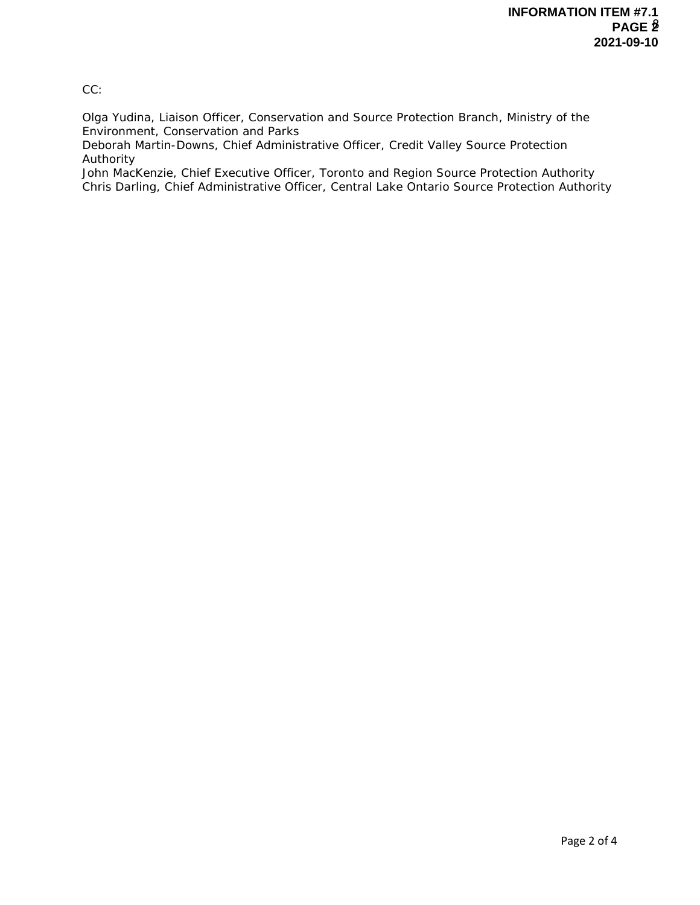CC:

Olga Yudina, Liaison Officer, Conservation and Source Protection Branch, Ministry of the Environment, Conservation and Parks
Deborah Martin-Downs, Chief Administrative Officer, Credit Valley Source Protection Authority
John MacKenzie, Chief Executive Officer, Toronto and Region Source Protection Authority
Chris Darling, Chief Administrative Officer, Central Lake Ontario Source Protection Authority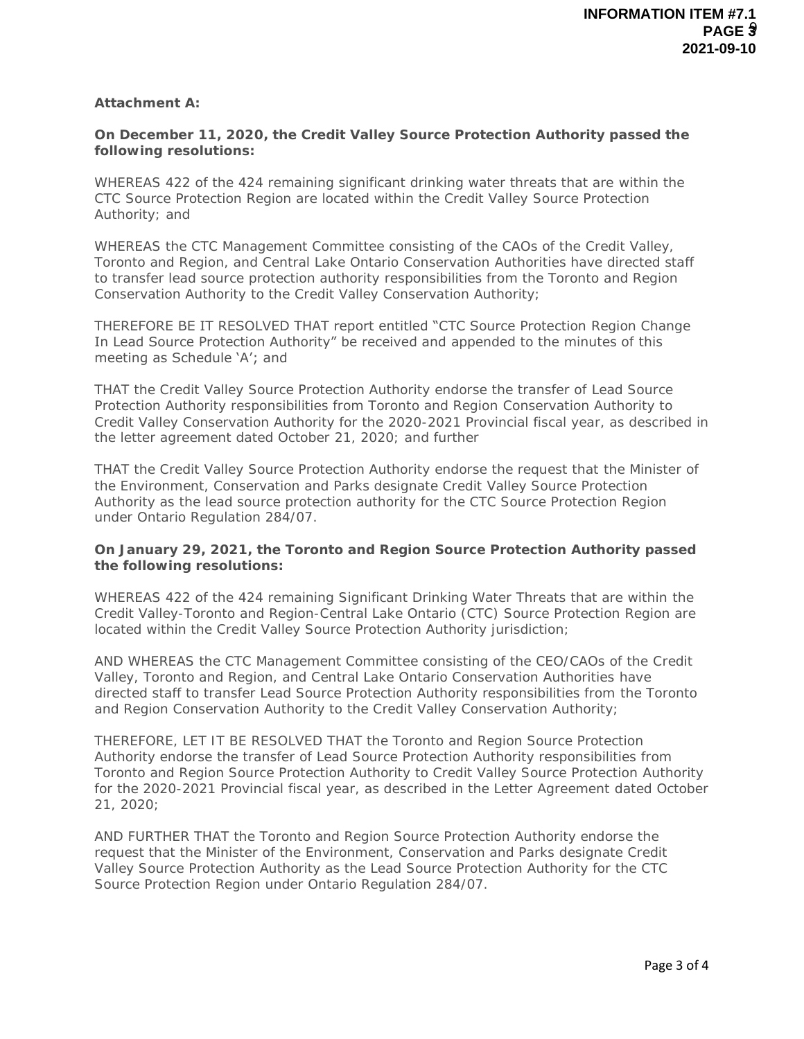**Attachment A:**

**On December 11, 2020, the Credit Valley Source Protection Authority passed the following resolutions:**

WHEREAS 422 of the 424 remaining significant drinking water threats that are within the CTC Source Protection Region are located within the Credit Valley Source Protection Authority; and

WHEREAS the CTC Management Committee consisting of the CAOs of the Credit Valley, Toronto and Region, and Central Lake Ontario Conservation Authorities have directed staff to transfer lead source protection authority responsibilities from the Toronto and Region Conservation Authority to the Credit Valley Conservation Authority;

THEREFORE BE IT RESOLVED THAT report entitled "CTC Source Protection Region Change In Lead Source Protection Authority" be received and appended to the minutes of this meeting as Schedule 'A'; and

THAT the Credit Valley Source Protection Authority endorse the transfer of Lead Source Protection Authority responsibilities from Toronto and Region Conservation Authority to Credit Valley Conservation Authority for the 2020-2021 Provincial fiscal year, as described in the letter agreement dated October 21, 2020; and further

THAT the Credit Valley Source Protection Authority endorse the request that the Minister of the Environment, Conservation and Parks designate Credit Valley Source Protection Authority as the lead source protection authority for the CTC Source Protection Region under Ontario Regulation 284/07.

**On January 29, 2021, the Toronto and Region Source Protection Authority passed the following resolutions:**

WHEREAS 422 of the 424 remaining Significant Drinking Water Threats that are within the Credit Valley-Toronto and Region-Central Lake Ontario (CTC) Source Protection Region are located within the Credit Valley Source Protection Authority jurisdiction;

AND WHEREAS the CTC Management Committee consisting of the CEO/CAOs of the Credit Valley, Toronto and Region, and Central Lake Ontario Conservation Authorities have directed staff to transfer Lead Source Protection Authority responsibilities from the Toronto and Region Conservation Authority to the Credit Valley Conservation Authority;

THEREFORE, LET IT BE RESOLVED THAT the Toronto and Region Source Protection Authority endorse the transfer of Lead Source Protection Authority responsibilities from Toronto and Region Source Protection Authority to Credit Valley Source Protection Authority for the 2020-2021 Provincial fiscal year, as described in the Letter Agreement dated October 21, 2020;

AND FURTHER THAT the Toronto and Region Source Protection Authority endorse the request that the Minister of the Environment, Conservation and Parks designate Credit Valley Source Protection Authority as the Lead Source Protection Authority for the CTC Source Protection Region under Ontario Regulation 284/07.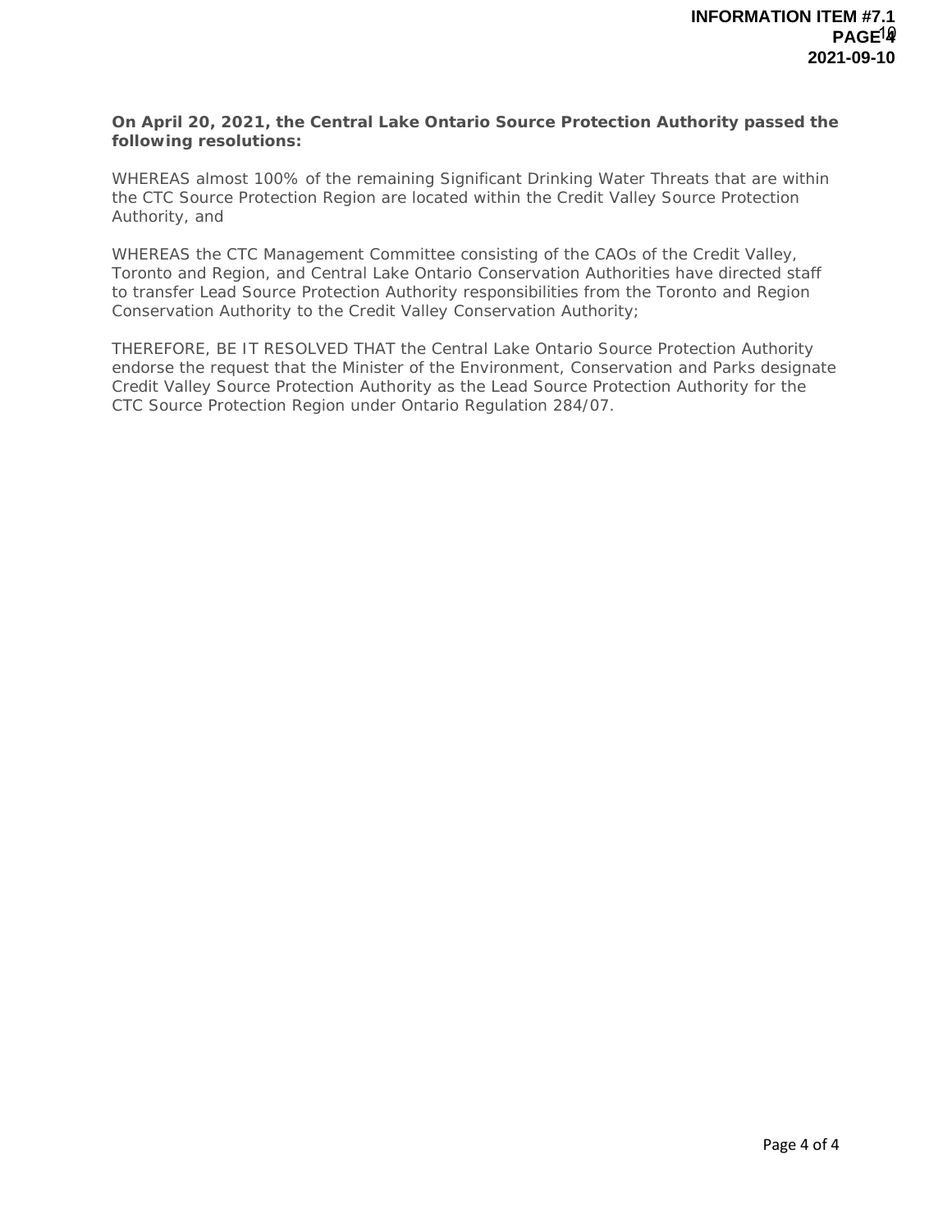**On April 20, 2021, the Central Lake Ontario Source Protection Authority passed the following resolutions:**

WHEREAS almost 100% of the remaining Significant Drinking Water Threats that are within the CTC Source Protection Region are located within the Credit Valley Source Protection Authority, and

WHEREAS the CTC Management Committee consisting of the CAOs of the Credit Valley, Toronto and Region, and Central Lake Ontario Conservation Authorities have directed staff to transfer Lead Source Protection Authority responsibilities from the Toronto and Region Conservation Authority to the Credit Valley Conservation Authority;

THEREFORE, BE IT RESOLVED THAT the Central Lake Ontario Source Protection Authority endorse the request that the Minister of the Environment, Conservation and Parks designate Credit Valley Source Protection Authority as the Lead Source Protection Authority for the CTC Source Protection Region under Ontario Regulation 284/07.